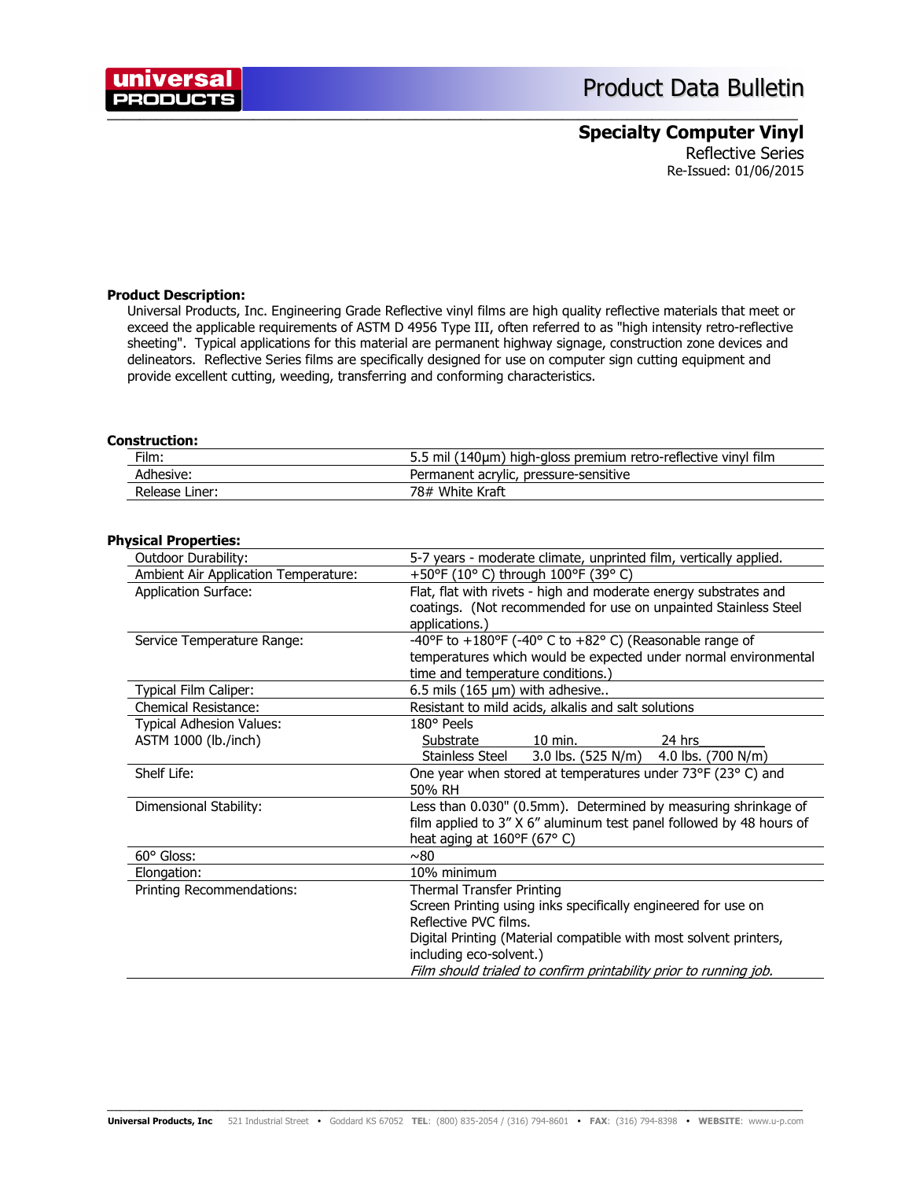# Product Data Bulletin

## Specialty Computer Vinyl

Reflective Series
Re-Issued: 01/06/2015

**Product Description:**

Universal Products, Inc. Engineering Grade Reflective vinyl films are high quality reflective materials that meet or exceed the applicable requirements of ASTM D 4956 Type III, often referred to as "high intensity retro-reflective sheeting". Typical applications for this material are permanent highway signage, construction zone devices and delineators. Reflective Series films are specifically designed for use on computer sign cutting equipment and provide excellent cutting, weeding, transferring and conforming characteristics.

**Construction:**

| | |
|---|---|
| Film: | 5.5 mil (140µm) high-gloss premium retro-reflective vinyl film |
| Adhesive: | Permanent acrylic, pressure-sensitive |
| Release Liner: | 78# White Kraft |

**Physical Properties:**

| | |
|---|---|
| Outdoor Durability: | 5-7 years - moderate climate, unprinted film, vertically applied. |
| Ambient Air Application Temperature: | +50°F (10° C) through 100°F (39° C) |
| Application Surface: | Flat, flat with rivets - high and moderate energy substrates and coatings. (Not recommended for use on unpainted Stainless Steel applications.) |
| Service Temperature Range: | -40°F to +180°F (-40° C to +82° C) (Reasonable range of temperatures which would be expected under normal environmental time and temperature conditions.) |
| Typical Film Caliper: | 6.5 mils (165 µm) with adhesive.. |
| Chemical Resistance: | Resistant to mild acids, alkalis and salt solutions |
| Typical Adhesion Values: ASTM 1000 (lb./inch) | 180° Peels<br>Substrate — 10 min. — 24 hrs<br>Stainless Steel — 3.0 lbs. (525 N/m) — 4.0 lbs. (700 N/m) |
| Shelf Life: | One year when stored at temperatures under 73°F (23° C) and 50% RH |
| Dimensional Stability: | Less than 0.030" (0.5mm). Determined by measuring shrinkage of film applied to 3" X 6" aluminum test panel followed by 48 hours of heat aging at 160°F (67° C) |
| 60° Gloss: | ~80 |
| Elongation: | 10% minimum |
| Printing Recommendations: | Thermal Transfer Printing<br>Screen Printing using inks specifically engineered for use on Reflective PVC films.<br>Digital Printing (Material compatible with most solvent printers, including eco-solvent.)<br>*Film should trialed to confirm printability prior to running job.* |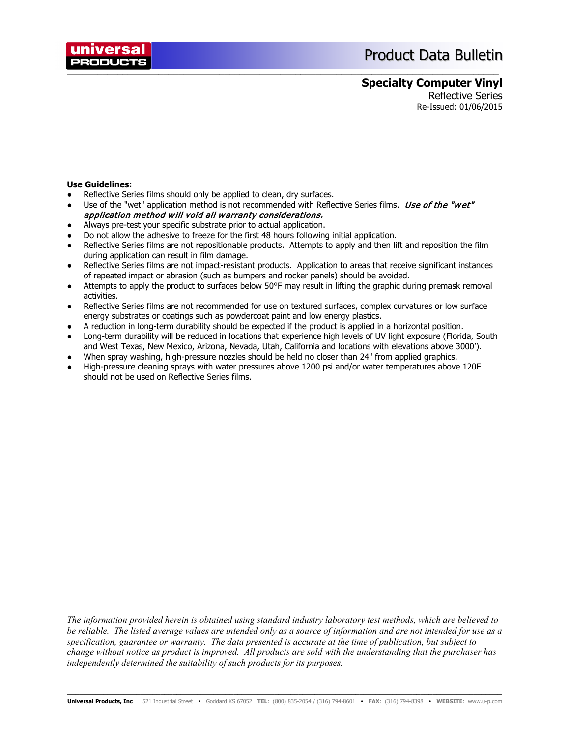## Specialty Computer Vinyl

Reflective Series

Re-Issued: 01/06/2015

**Use Guidelines:**

- Reflective Series films should only be applied to clean, dry surfaces.
- Use of the "wet" application method is not recommended with Reflective Series films. ***Use of the "wet" application method will void all warranty considerations.***
- Always pre-test your specific substrate prior to actual application.
- Do not allow the adhesive to freeze for the first 48 hours following initial application.
- Reflective Series films are not repositionable products. Attempts to apply and then lift and reposition the film during application can result in film damage.
- Reflective Series films are not impact-resistant products. Application to areas that receive significant instances of repeated impact or abrasion (such as bumpers and rocker panels) should be avoided.
- Attempts to apply the product to surfaces below 50°F may result in lifting the graphic during premask removal activities.
- Reflective Series films are not recommended for use on textured surfaces, complex curvatures or low surface energy substrates or coatings such as powdercoat paint and low energy plastics.
- A reduction in long-term durability should be expected if the product is applied in a horizontal position.
- Long-term durability will be reduced in locations that experience high levels of UV light exposure (Florida, South and West Texas, New Mexico, Arizona, Nevada, Utah, California and locations with elevations above 3000').
- When spray washing, high-pressure nozzles should be held no closer than 24" from applied graphics.
- High-pressure cleaning sprays with water pressures above 1200 psi and/or water temperatures above 120F should not be used on Reflective Series films.

*The information provided herein is obtained using standard industry laboratory test methods, which are believed to be reliable. The listed average values are intended only as a source of information and are not intended for use as a specification, guarantee or warranty. The data presented is accurate at the time of publication, but subject to change without notice as product is improved. All products are sold with the understanding that the purchaser has independently determined the suitability of such products for its purposes.*